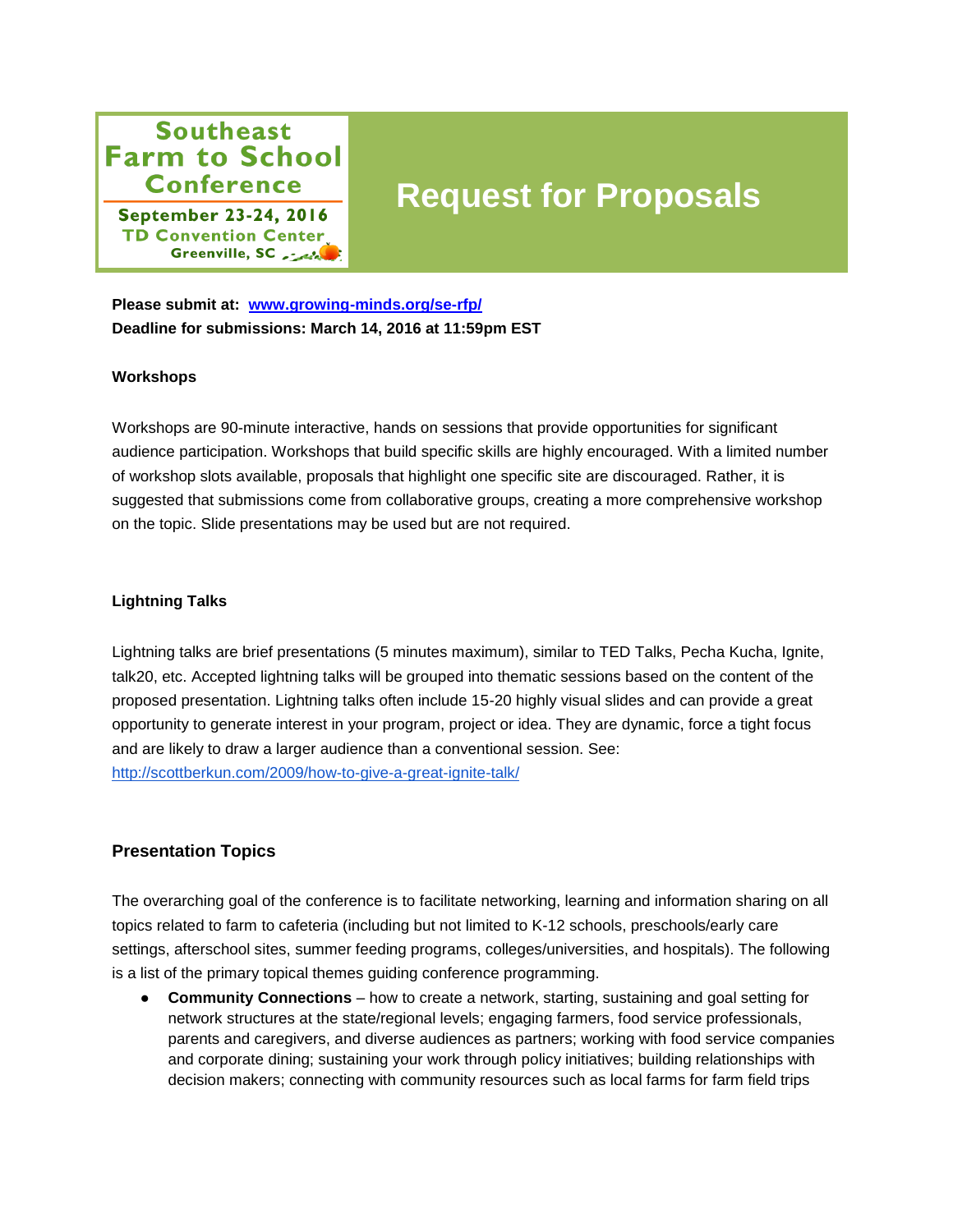Southeast Farm to School Conference

September 23-24, 2016
TD Convention Center
Greenville, SC

# Request for Proposals

**Please submit at: [www.growing-minds.org/se-rfp/](http://www.growing-minds.org/se-rfp/)**
**Deadline for submissions: March 14, 2016 at 11:59pm EST**

**Workshops**

Workshops are 90-minute interactive, hands on sessions that provide opportunities for significant audience participation. Workshops that build specific skills are highly encouraged. With a limited number of workshop slots available, proposals that highlight one specific site are discouraged. Rather, it is suggested that submissions come from collaborative groups, creating a more comprehensive workshop on the topic. Slide presentations may be used but are not required.

**Lightning Talks**

Lightning talks are brief presentations (5 minutes maximum), similar to TED Talks, Pecha Kucha, Ignite, talk20, etc. Accepted lightning talks will be grouped into thematic sessions based on the content of the proposed presentation. Lightning talks often include 15-20 highly visual slides and can provide a great opportunity to generate interest in your program, project or idea. They are dynamic, force a tight focus and are likely to draw a larger audience than a conventional session. See: [http://scottberkun.com/2009/how-to-give-a-great-ignite-talk/](http://scottberkun.com/2009/how-to-give-a-great-ignite-talk/)

## Presentation Topics

The overarching goal of the conference is to facilitate networking, learning and information sharing on all topics related to farm to cafeteria (including but not limited to K-12 schools, preschools/early care settings, afterschool sites, summer feeding programs, colleges/universities, and hospitals). The following is a list of the primary topical themes guiding conference programming.

- **Community Connections** – how to create a network, starting, sustaining and goal setting for network structures at the state/regional levels; engaging farmers, food service professionals, parents and caregivers, and diverse audiences as partners; working with food service companies and corporate dining; sustaining your work through policy initiatives; building relationships with decision makers; connecting with community resources such as local farms for farm field trips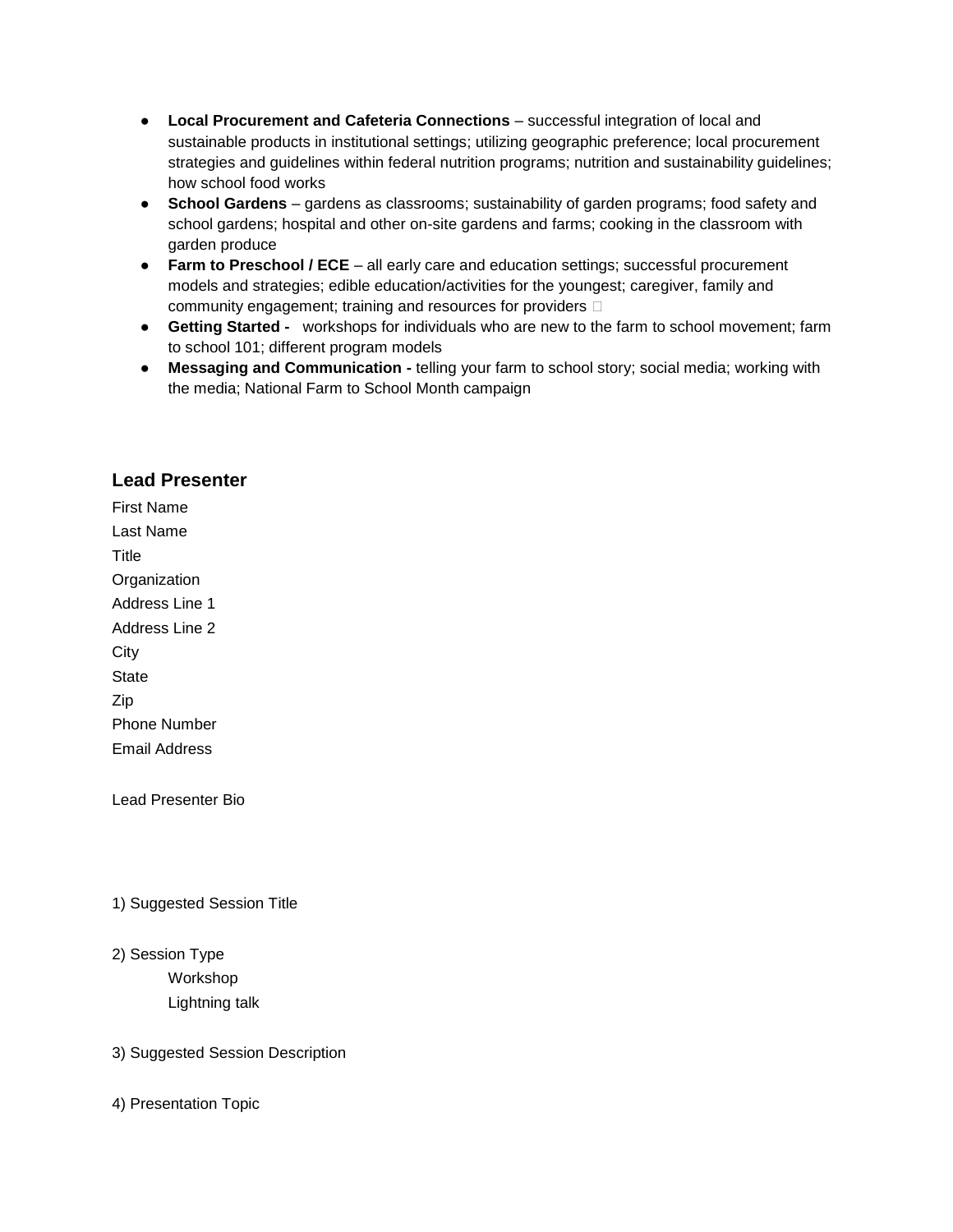- **Local Procurement and Cafeteria Connections** – successful integration of local and sustainable products in institutional settings; utilizing geographic preference; local procurement strategies and guidelines within federal nutrition programs; nutrition and sustainability guidelines; how school food works
- **School Gardens** – gardens as classrooms; sustainability of garden programs; food safety and school gardens; hospital and other on-site gardens and farms; cooking in the classroom with garden produce
- **Farm to Preschool / ECE** – all early care and education settings; successful procurement models and strategies; edible education/activities for the youngest; caregiver, family and community engagement; training and resources for providers
- **Getting Started -** workshops for individuals who are new to the farm to school movement; farm to school 101; different program models
- **Messaging and Communication -** telling your farm to school story; social media; working with the media; National Farm to School Month campaign

## Lead Presenter

First Name

Last Name

Title

Organization

Address Line 1

Address Line 2

City

State

Zip

Phone Number

Email Address

Lead Presenter Bio

1) Suggested Session Title

2) Session Type

Workshop

Lightning talk

3) Suggested Session Description

4) Presentation Topic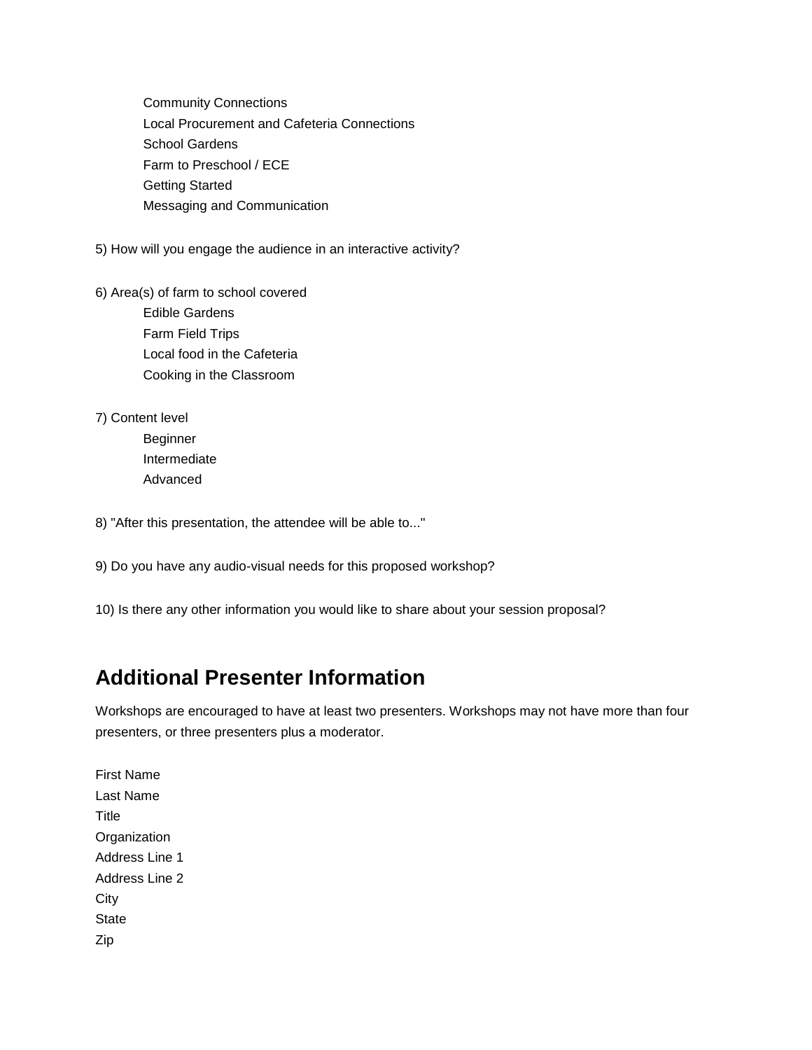- Community Connections
- Local Procurement and Cafeteria Connections
- School Gardens
- Farm to Preschool / ECE
- Getting Started
- Messaging and Communication

5) How will you engage the audience in an interactive activity?

6) Area(s) of farm to school covered
- Edible Gardens
- Farm Field Trips
- Local food in the Cafeteria
- Cooking in the Classroom

7) Content level
- Beginner
- Intermediate
- Advanced

8) "After this presentation, the attendee will be able to..."

9) Do you have any audio-visual needs for this proposed workshop?

10) Is there any other information you would like to share about your session proposal?

## Additional Presenter Information

Workshops are encouraged to have at least two presenters. Workshops may not have more than four presenters, or three presenters plus a moderator.

First Name
Last Name
Title
Organization
Address Line 1
Address Line 2
City
State
Zip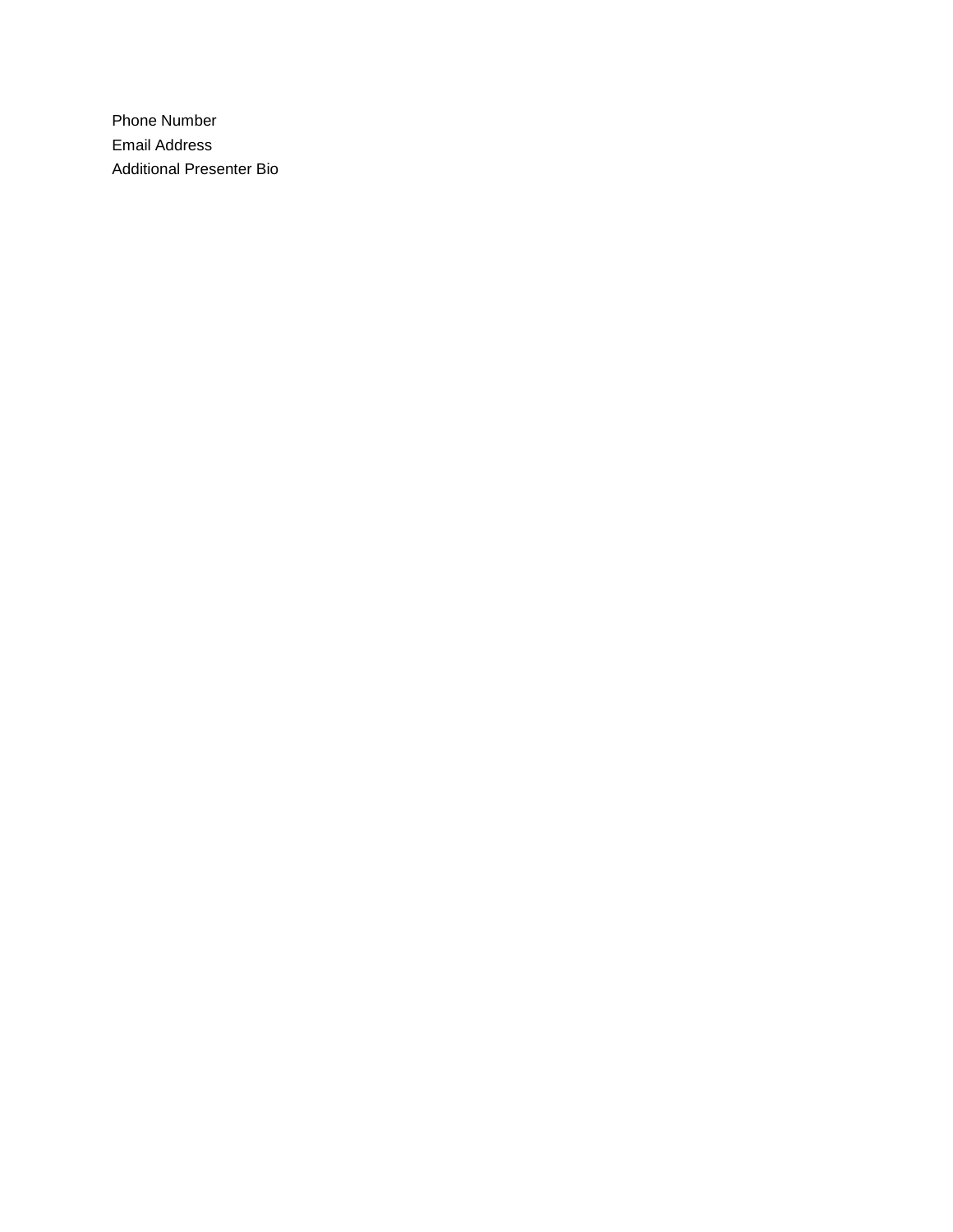Phone Number
Email Address
Additional Presenter Bio